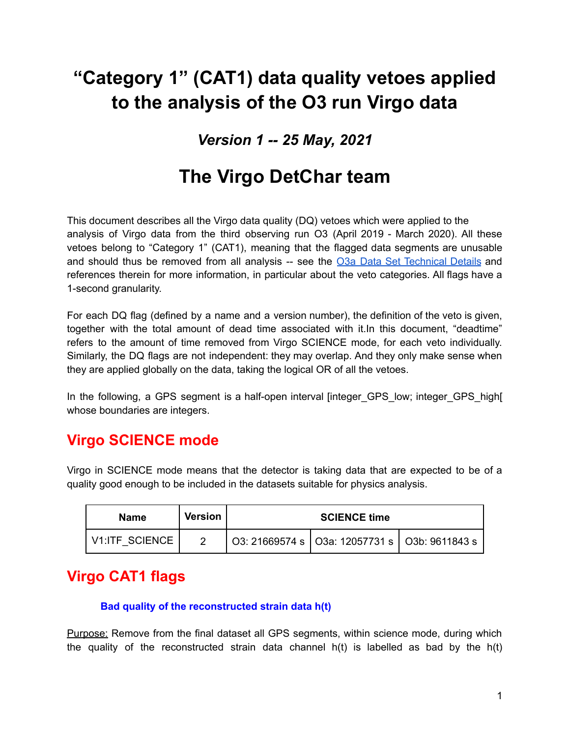# "Category 1" (CAT1) data quality vetoes applied to the analysis of the O3 run Virgo data

### *Version 1 -- 25 May, 2021*

## The Virgo DetChar team

This document describes all the Virgo data quality (DQ) vetoes which were applied to the analysis of Virgo data from the third observing run O3 (April 2019 - March 2020). All these vetoes belong to "Category 1" (CAT1), meaning that the flagged data segments are unusable and should thus be removed from all analysis -- see the [O3a Data Set Technical Details]() and references therein for more information, in particular about the veto categories. All flags have a 1-second granularity.

For each DQ flag (defined by a name and a version number), the definition of the veto is given, together with the total amount of dead time associated with it.In this document, "deadtime" refers to the amount of time removed from Virgo SCIENCE mode, for each veto individually. Similarly, the DQ flags are not independent: they may overlap. And they only make sense when they are applied globally on the data, taking the logical OR of all the vetoes.

In the following, a GPS segment is a half-open interval [integer_GPS_low; integer_GPS_high[ whose boundaries are integers.

## Virgo SCIENCE mode

Virgo in SCIENCE mode means that the detector is taking data that are expected to be of a quality good enough to be included in the datasets suitable for physics analysis.

| Name | Version | SCIENCE time | | |
|---|---|---|---|---|
| V1:ITF_SCIENCE | 2 | O3: 21669574 s | O3a: 12057731 s | O3b: 9611843 s |

## Virgo CAT1 flags

### Bad quality of the reconstructed strain data h(t)

Purpose: Remove from the final dataset all GPS segments, within science mode, during which the quality of the reconstructed strain data channel h(t) is labelled as bad by the h(t)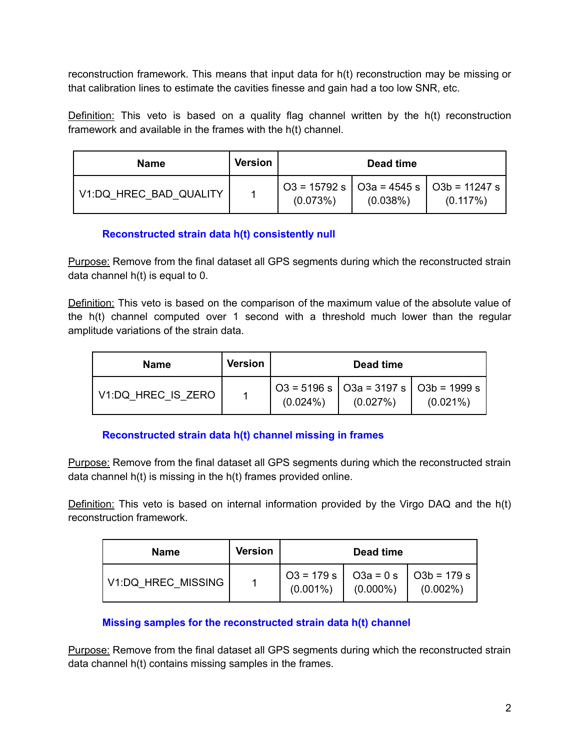reconstruction framework. This means that input data for h(t) reconstruction may be missing or that calibration lines to estimate the cavities finesse and gain had a too low SNR, etc.

Definition: This veto is based on a quality flag channel written by the h(t) reconstruction framework and available in the frames with the h(t) channel.

| Name | Version | Dead time | | |
|---|---|---|---|---|
| V1:DQ_HREC_BAD_QUALITY | 1 | O3 = 15792 s (0.073%) | O3a = 4545 s (0.038%) | O3b = 11247 s (0.117%) |

### Reconstructed strain data h(t) consistently null

Purpose: Remove from the final dataset all GPS segments during which the reconstructed strain data channel h(t) is equal to 0.

Definition: This veto is based on the comparison of the maximum value of the absolute value of the h(t) channel computed over 1 second with a threshold much lower than the regular amplitude variations of the strain data.

| Name | Version | Dead time | | |
|---|---|---|---|---|
| V1:DQ_HREC_IS_ZERO | 1 | O3 = 5196 s (0.024%) | O3a = 3197 s (0.027%) | O3b = 1999 s (0.021%) |

### Reconstructed strain data h(t) channel missing in frames

Purpose: Remove from the final dataset all GPS segments during which the reconstructed strain data channel h(t) is missing in the h(t) frames provided online.

Definition: This veto is based on internal information provided by the Virgo DAQ and the h(t) reconstruction framework.

| Name | Version | Dead time | | |
|---|---|---|---|---|
| V1:DQ_HREC_MISSING | 1 | O3 = 179 s (0.001%) | O3a = 0 s (0.000%) | O3b = 179 s (0.002%) |

### Missing samples for the reconstructed strain data h(t) channel

Purpose: Remove from the final dataset all GPS segments during which the reconstructed strain data channel h(t) contains missing samples in the frames.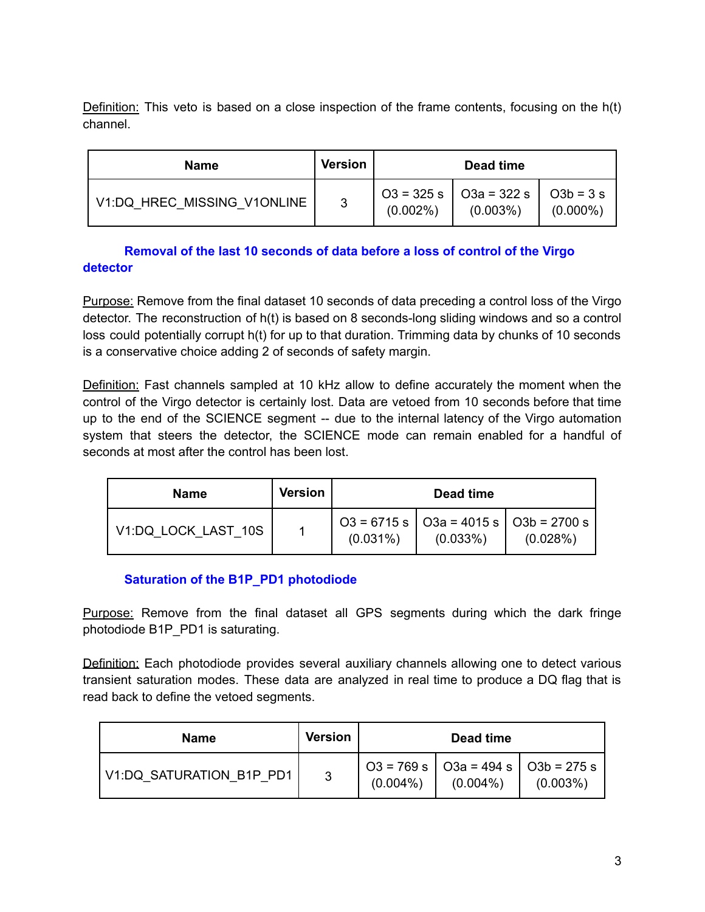Definition: This veto is based on a close inspection of the frame contents, focusing on the h(t) channel.

| Name | Version | Dead time | | |
|---|---|---|---|---|
| V1:DQ_HREC_MISSING_V1ONLINE | 3 | O3 = 325 s (0.002%) | O3a = 322 s (0.003%) | O3b = 3 s (0.000%) |

### Removal of the last 10 seconds of data before a loss of control of the Virgo detector

Purpose: Remove from the final dataset 10 seconds of data preceding a control loss of the Virgo detector. The reconstruction of h(t) is based on 8 seconds-long sliding windows and so a control loss could potentially corrupt h(t) for up to that duration. Trimming data by chunks of 10 seconds is a conservative choice adding 2 of seconds of safety margin.

Definition: Fast channels sampled at 10 kHz allow to define accurately the moment when the control of the Virgo detector is certainly lost. Data are vetoed from 10 seconds before that time up to the end of the SCIENCE segment -- due to the internal latency of the Virgo automation system that steers the detector, the SCIENCE mode can remain enabled for a handful of seconds at most after the control has been lost.

| Name | Version | Dead time | | |
|---|---|---|---|---|
| V1:DQ_LOCK_LAST_10S | 1 | O3 = 6715 s (0.031%) | O3a = 4015 s (0.033%) | O3b = 2700 s (0.028%) |

### Saturation of the B1P_PD1 photodiode

Purpose: Remove from the final dataset all GPS segments during which the dark fringe photodiode B1P_PD1 is saturating.

Definition: Each photodiode provides several auxiliary channels allowing one to detect various transient saturation modes. These data are analyzed in real time to produce a DQ flag that is read back to define the vetoed segments.

| Name | Version | Dead time | | |
|---|---|---|---|---|
| V1:DQ_SATURATION_B1P_PD1 | 3 | O3 = 769 s (0.004%) | O3a = 494 s (0.004%) | O3b = 275 s (0.003%) |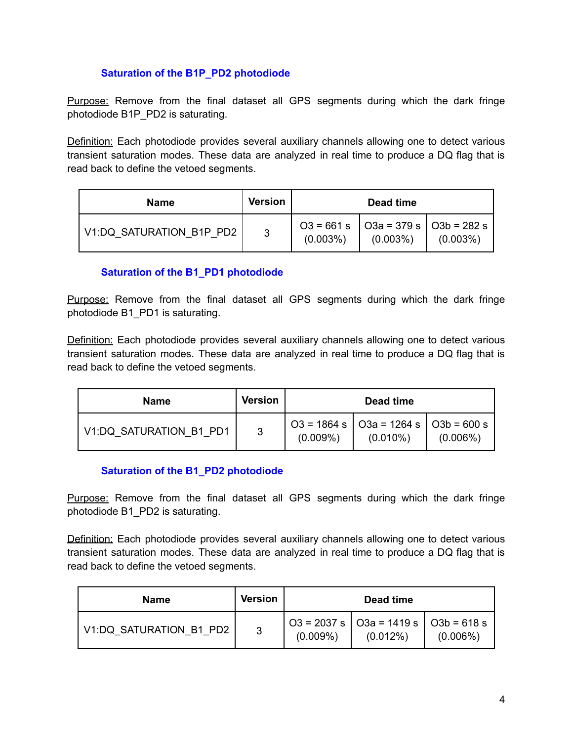### Saturation of the B1P_PD2 photodiode

Purpose: Remove from the final dataset all GPS segments during which the dark fringe photodiode B1P_PD2 is saturating.

Definition: Each photodiode provides several auxiliary channels allowing one to detect various transient saturation modes. These data are analyzed in real time to produce a DQ flag that is read back to define the vetoed segments.

| Name | Version | Dead time | | |
|---|---|---|---|---|
| V1:DQ_SATURATION_B1P_PD2 | 3 | O3 = 661 s (0.003%) | O3a = 379 s (0.003%) | O3b = 282 s (0.003%) |

### Saturation of the B1_PD1 photodiode

Purpose: Remove from the final dataset all GPS segments during which the dark fringe photodiode B1_PD1 is saturating.

Definition: Each photodiode provides several auxiliary channels allowing one to detect various transient saturation modes. These data are analyzed in real time to produce a DQ flag that is read back to define the vetoed segments.

| Name | Version | Dead time | | |
|---|---|---|---|---|
| V1:DQ_SATURATION_B1_PD1 | 3 | O3 = 1864 s (0.009%) | O3a = 1264 s (0.010%) | O3b = 600 s (0.006%) |

### Saturation of the B1_PD2 photodiode

Purpose: Remove from the final dataset all GPS segments during which the dark fringe photodiode B1_PD2 is saturating.

Definition: Each photodiode provides several auxiliary channels allowing one to detect various transient saturation modes. These data are analyzed in real time to produce a DQ flag that is read back to define the vetoed segments.

| Name | Version | Dead time | | |
|---|---|---|---|---|
| V1:DQ_SATURATION_B1_PD2 | 3 | O3 = 2037 s (0.009%) | O3a = 1419 s (0.012%) | O3b = 618 s (0.006%) |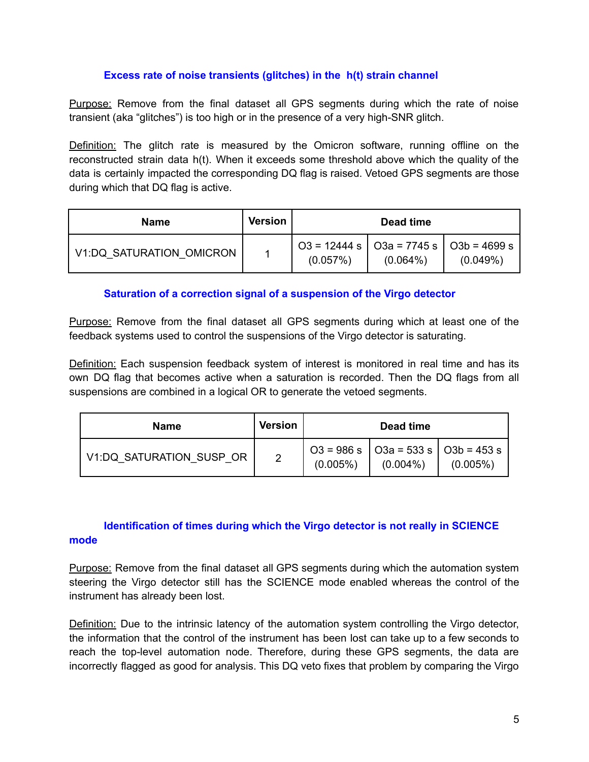### Excess rate of noise transients (glitches) in the h(t) strain channel

Purpose: Remove from the final dataset all GPS segments during which the rate of noise transient (aka “glitches”) is too high or in the presence of a very high-SNR glitch.

Definition: The glitch rate is measured by the Omicron software, running offline on the reconstructed strain data h(t). When it exceeds some threshold above which the quality of the data is certainly impacted the corresponding DQ flag is raised. Vetoed GPS segments are those during which that DQ flag is active.

| Name | Version | Dead time | | |
|---|---|---|---|---|
| V1:DQ_SATURATION_OMICRON | 1 | O3 = 12444 s (0.057%) | O3a = 7745 s (0.064%) | O3b = 4699 s (0.049%) |

### Saturation of a correction signal of a suspension of the Virgo detector

Purpose: Remove from the final dataset all GPS segments during which at least one of the feedback systems used to control the suspensions of the Virgo detector is saturating.

Definition: Each suspension feedback system of interest is monitored in real time and has its own DQ flag that becomes active when a saturation is recorded. Then the DQ flags from all suspensions are combined in a logical OR to generate the vetoed segments.

| Name | Version | Dead time | | |
|---|---|---|---|---|
| V1:DQ_SATURATION_SUSP_OR | 2 | O3 = 986 s (0.005%) | O3a = 533 s (0.004%) | O3b = 453 s (0.005%) |

### Identification of times during which the Virgo detector is not really in SCIENCE mode

Purpose: Remove from the final dataset all GPS segments during which the automation system steering the Virgo detector still has the SCIENCE mode enabled whereas the control of the instrument has already been lost.

Definition: Due to the intrinsic latency of the automation system controlling the Virgo detector, the information that the control of the instrument has been lost can take up to a few seconds to reach the top-level automation node. Therefore, during these GPS segments, the data are incorrectly flagged as good for analysis. This DQ veto fixes that problem by comparing the Virgo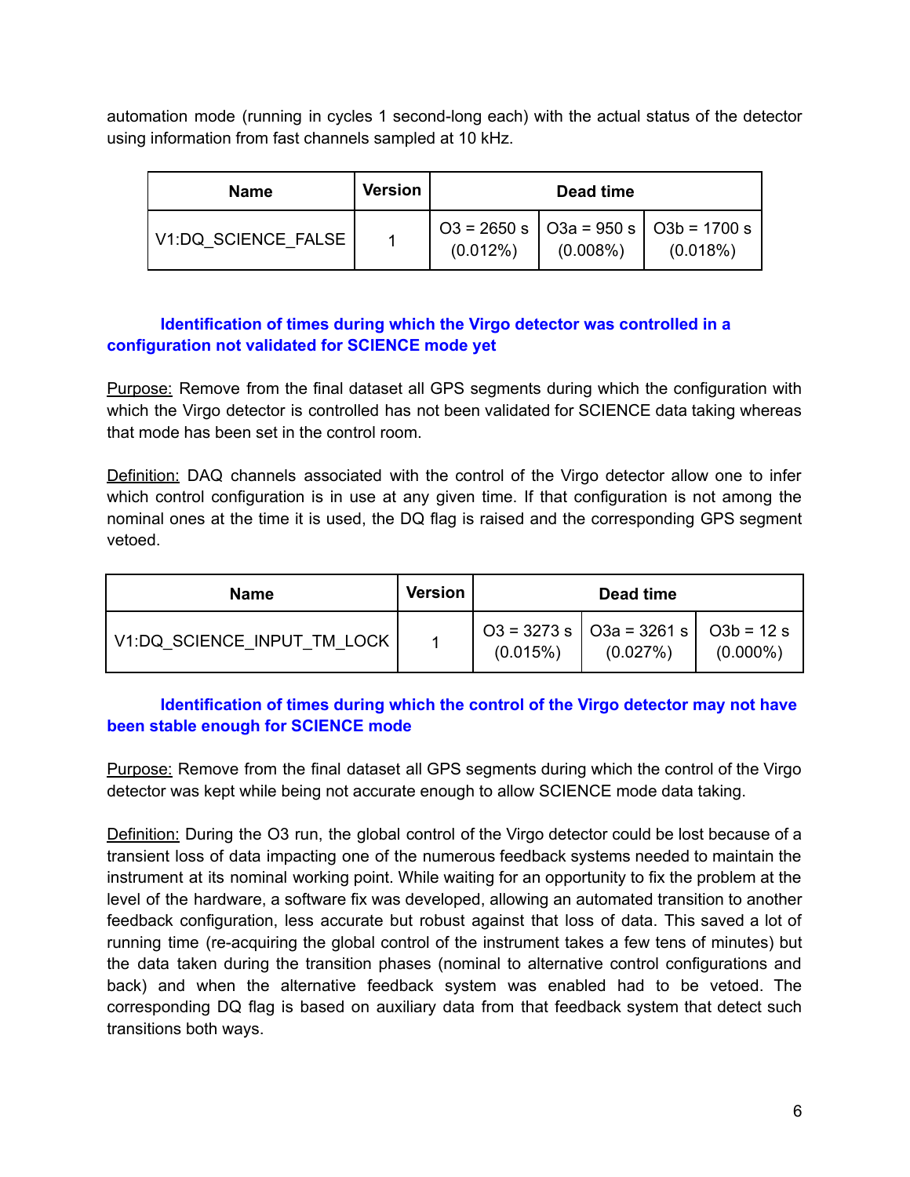automation mode (running in cycles 1 second-long each) with the actual status of the detector using information from fast channels sampled at 10 kHz.

| Name | Version | Dead time | | |
|---|---|---|---|---|
| V1:DQ_SCIENCE_FALSE | 1 | O3 = 2650 s (0.012%) | O3a = 950 s (0.008%) | O3b = 1700 s (0.018%) |

### Identification of times during which the Virgo detector was controlled in a configuration not validated for SCIENCE mode yet

Purpose: Remove from the final dataset all GPS segments during which the configuration with which the Virgo detector is controlled has not been validated for SCIENCE data taking whereas that mode has been set in the control room.

Definition: DAQ channels associated with the control of the Virgo detector allow one to infer which control configuration is in use at any given time. If that configuration is not among the nominal ones at the time it is used, the DQ flag is raised and the corresponding GPS segment vetoed.

| Name | Version | Dead time | | |
|---|---|---|---|---|
| V1:DQ_SCIENCE_INPUT_TM_LOCK | 1 | O3 = 3273 s (0.015%) | O3a = 3261 s (0.027%) | O3b = 12 s (0.000%) |

### Identification of times during which the control of the Virgo detector may not have been stable enough for SCIENCE mode

Purpose: Remove from the final dataset all GPS segments during which the control of the Virgo detector was kept while being not accurate enough to allow SCIENCE mode data taking.

Definition: During the O3 run, the global control of the Virgo detector could be lost because of a transient loss of data impacting one of the numerous feedback systems needed to maintain the instrument at its nominal working point. While waiting for an opportunity to fix the problem at the level of the hardware, a software fix was developed, allowing an automated transition to another feedback configuration, less accurate but robust against that loss of data. This saved a lot of running time (re-acquiring the global control of the instrument takes a few tens of minutes) but the data taken during the transition phases (nominal to alternative control configurations and back) and when the alternative feedback system was enabled had to be vetoed. The corresponding DQ flag is based on auxiliary data from that feedback system that detect such transitions both ways.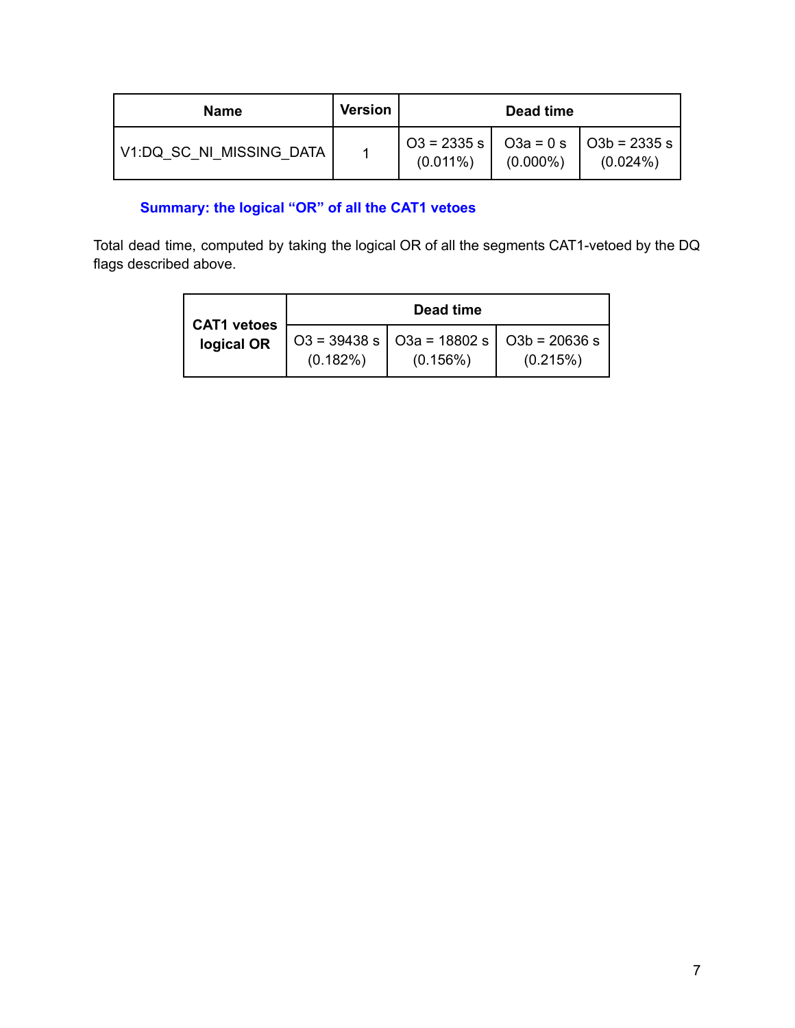| Name | Version | Dead time | | |
|---|---|---|---|---|
| V1:DQ_SC_NI_MISSING_DATA | 1 | O3 = 2335 s (0.011%) | O3a = 0 s (0.000%) | O3b = 2335 s (0.024%) |

### Summary: the logical "OR" of all the CAT1 vetoes

Total dead time, computed by taking the logical OR of all the segments CAT1-vetoed by the DQ flags described above.

| CAT1 vetoes logical OR | Dead time | | |
|---|---|---|---|
| | O3 = 39438 s (0.182%) | O3a = 18802 s (0.156%) | O3b = 20636 s (0.215%) |